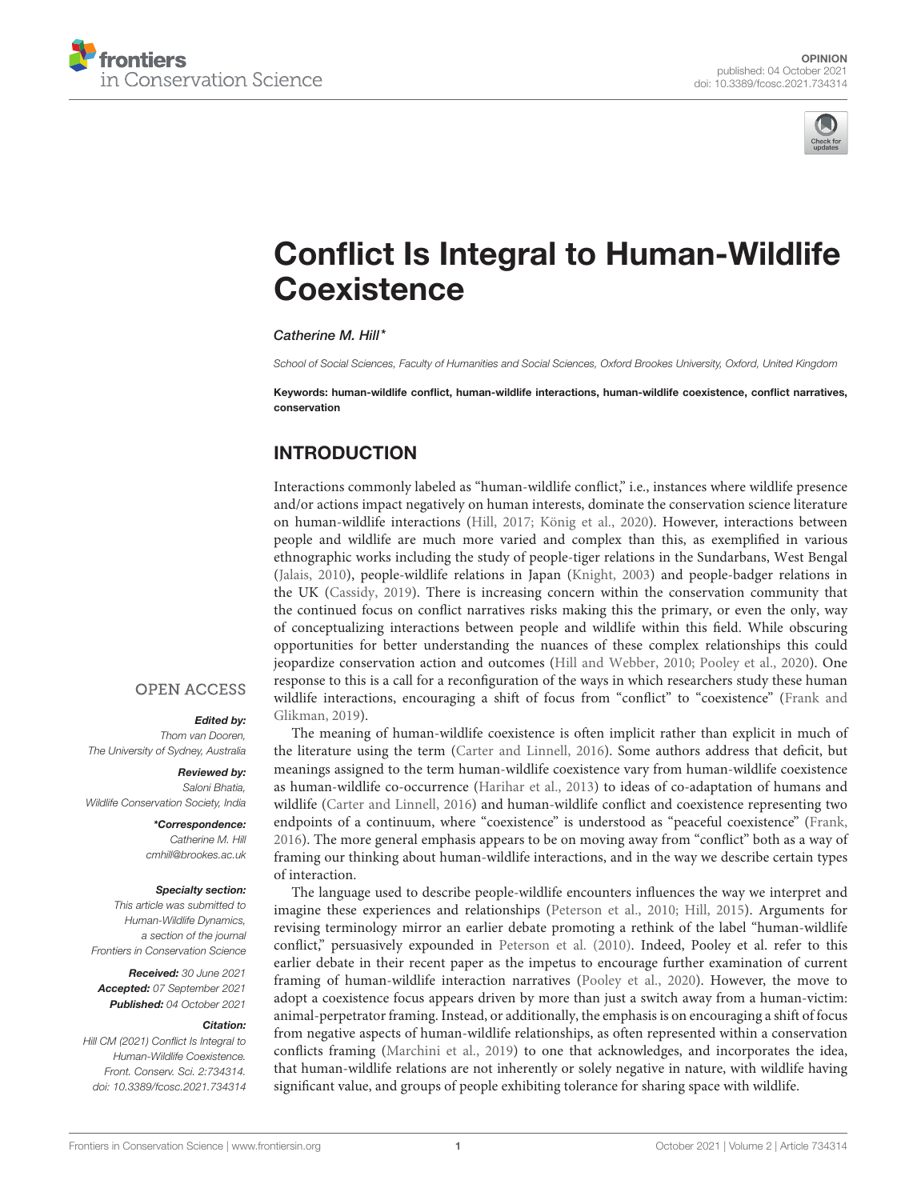OPINION
published: 04 October 2021
doi: 10.3389/fcosc.2021.734314

# Conflict Is Integral to Human-Wildlife Coexistence

*Catherine M. Hill\**

*School of Social Sciences, Faculty of Humanities and Social Sciences, Oxford Brookes University, Oxford, United Kingdom*

**Keywords: human-wildlife conflict, human-wildlife interactions, human-wildlife coexistence, conflict narratives, conservation**

OPEN ACCESS

***Edited by:***
*Thom van Dooren, The University of Sydney, Australia*

***Reviewed by:***
*Saloni Bhatia, Wildlife Conservation Society, India*

***\*Correspondence:***
*Catherine M. Hill*
*cmhill@brookes.ac.uk*

***Specialty section:***
*This article was submitted to Human-Wildlife Dynamics, a section of the journal Frontiers in Conservation Science*

***Received:*** *30 June 2021*
***Accepted:*** *07 September 2021*
***Published:*** *04 October 2021*

***Citation:***
*Hill CM (2021) Conflict Is Integral to Human-Wildlife Coexistence. Front. Conserv. Sci. 2:734314. doi: 10.3389/fcosc.2021.734314*

## INTRODUCTION

Interactions commonly labeled as "human-wildlife conflict," i.e., instances where wildlife presence and/or actions impact negatively on human interests, dominate the conservation science literature on human-wildlife interactions (Hill, 2017; König et al., 2020). However, interactions between people and wildlife are much more varied and complex than this, as exemplified in various ethnographic works including the study of people-tiger relations in the Sundarbans, West Bengal (Jalais, 2010), people-wildlife relations in Japan (Knight, 2003) and people-badger relations in the UK (Cassidy, 2019). There is increasing concern within the conservation community that the continued focus on conflict narratives risks making this the primary, or even the only, way of conceptualizing interactions between people and wildlife within this field. While obscuring opportunities for better understanding the nuances of these complex relationships this could jeopardize conservation action and outcomes (Hill and Webber, 2010; Pooley et al., 2020). One response to this is a call for a reconfiguration of the ways in which researchers study these human wildlife interactions, encouraging a shift of focus from "conflict" to "coexistence" (Frank and Glikman, 2019).

The meaning of human-wildlife coexistence is often implicit rather than explicit in much of the literature using the term (Carter and Linnell, 2016). Some authors address that deficit, but meanings assigned to the term human-wildlife coexistence vary from human-wildlife coexistence as human-wildlife co-occurrence (Harihar et al., 2013) to ideas of co-adaptation of humans and wildlife (Carter and Linnell, 2016) and human-wildlife conflict and coexistence representing two endpoints of a continuum, where "coexistence" is understood as "peaceful coexistence" (Frank, 2016). The more general emphasis appears to be on moving away from "conflict" both as a way of framing our thinking about human-wildlife interactions, and in the way we describe certain types of interaction.

The language used to describe people-wildlife encounters influences the way we interpret and imagine these experiences and relationships (Peterson et al., 2010; Hill, 2015). Arguments for revising terminology mirror an earlier debate promoting a rethink of the label "human-wildlife conflict," persuasively expounded in Peterson et al. (2010). Indeed, Pooley et al. refer to this earlier debate in their recent paper as the impetus to encourage further examination of current framing of human-wildlife interaction narratives (Pooley et al., 2020). However, the move to adopt a coexistence focus appears driven by more than just a switch away from a human-victim: animal-perpetrator framing. Instead, or additionally, the emphasis is on encouraging a shift of focus from negative aspects of human-wildlife relationships, as often represented within a conservation conflicts framing (Marchini et al., 2019) to one that acknowledges, and incorporates the idea, that human-wildlife relations are not inherently or solely negative in nature, with wildlife having significant value, and groups of people exhibiting tolerance for sharing space with wildlife.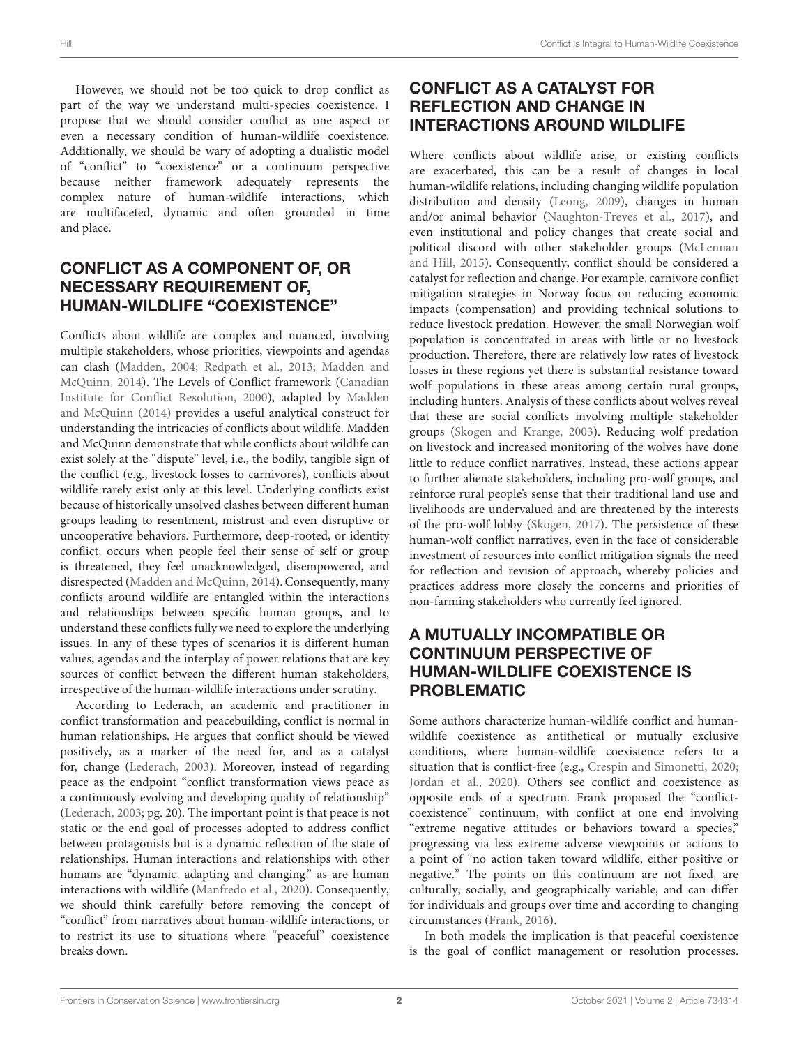However, we should not be too quick to drop conflict as part of the way we understand multi-species coexistence. I propose that we should consider conflict as one aspect or even a necessary condition of human-wildlife coexistence. Additionally, we should be wary of adopting a dualistic model of "conflict" to "coexistence" or a continuum perspective because neither framework adequately represents the complex nature of human-wildlife interactions, which are multifaceted, dynamic and often grounded in time and place.

## CONFLICT AS A COMPONENT OF, OR NECESSARY REQUIREMENT OF, HUMAN-WILDLIFE "COEXISTENCE"

Conflicts about wildlife are complex and nuanced, involving multiple stakeholders, whose priorities, viewpoints and agendas can clash (Madden, 2004; Redpath et al., 2013; Madden and McQuinn, 2014). The Levels of Conflict framework (Canadian Institute for Conflict Resolution, 2000), adapted by Madden and McQuinn (2014) provides a useful analytical construct for understanding the intricacies of conflicts about wildlife. Madden and McQuinn demonstrate that while conflicts about wildlife can exist solely at the "dispute" level, i.e., the bodily, tangible sign of the conflict (e.g., livestock losses to carnivores), conflicts about wildlife rarely exist only at this level. Underlying conflicts exist because of historically unsolved clashes between different human groups leading to resentment, mistrust and even disruptive or uncooperative behaviors. Furthermore, deep-rooted, or identity conflict, occurs when people feel their sense of self or group is threatened, they feel unacknowledged, disempowered, and disrespected (Madden and McQuinn, 2014). Consequently, many conflicts around wildlife are entangled within the interactions and relationships between specific human groups, and to understand these conflicts fully we need to explore the underlying issues. In any of these types of scenarios it is different human values, agendas and the interplay of power relations that are key sources of conflict between the different human stakeholders, irrespective of the human-wildlife interactions under scrutiny.

According to Lederach, an academic and practitioner in conflict transformation and peacebuilding, conflict is normal in human relationships. He argues that conflict should be viewed positively, as a marker of the need for, and as a catalyst for, change (Lederach, 2003). Moreover, instead of regarding peace as the endpoint "conflict transformation views peace as a continuously evolving and developing quality of relationship" (Lederach, 2003; pg. 20). The important point is that peace is not static or the end goal of processes adopted to address conflict between protagonists but is a dynamic reflection of the state of relationships. Human interactions and relationships with other humans are "dynamic, adapting and changing," as are human interactions with wildlife (Manfredo et al., 2020). Consequently, we should think carefully before removing the concept of "conflict" from narratives about human-wildlife interactions, or to restrict its use to situations where "peaceful" coexistence breaks down.

## CONFLICT AS A CATALYST FOR REFLECTION AND CHANGE IN INTERACTIONS AROUND WILDLIFE

Where conflicts about wildlife arise, or existing conflicts are exacerbated, this can be a result of changes in local human-wildlife relations, including changing wildlife population distribution and density (Leong, 2009), changes in human and/or animal behavior (Naughton-Treves et al., 2017), and even institutional and policy changes that create social and political discord with other stakeholder groups (McLennan and Hill, 2015). Consequently, conflict should be considered a catalyst for reflection and change. For example, carnivore conflict mitigation strategies in Norway focus on reducing economic impacts (compensation) and providing technical solutions to reduce livestock predation. However, the small Norwegian wolf population is concentrated in areas with little or no livestock production. Therefore, there are relatively low rates of livestock losses in these regions yet there is substantial resistance toward wolf populations in these areas among certain rural groups, including hunters. Analysis of these conflicts about wolves reveal that these are social conflicts involving multiple stakeholder groups (Skogen and Krange, 2003). Reducing wolf predation on livestock and increased monitoring of the wolves have done little to reduce conflict narratives. Instead, these actions appear to further alienate stakeholders, including pro-wolf groups, and reinforce rural people's sense that their traditional land use and livelihoods are undervalued and are threatened by the interests of the pro-wolf lobby (Skogen, 2017). The persistence of these human-wolf conflict narratives, even in the face of considerable investment of resources into conflict mitigation signals the need for reflection and revision of approach, whereby policies and practices address more closely the concerns and priorities of non-farming stakeholders who currently feel ignored.

## A MUTUALLY INCOMPATIBLE OR CONTINUUM PERSPECTIVE OF HUMAN-WILDLIFE COEXISTENCE IS PROBLEMATIC

Some authors characterize human-wildlife conflict and human-wildlife coexistence as antithetical or mutually exclusive conditions, where human-wildlife coexistence refers to a situation that is conflict-free (e.g., Crespin and Simonetti, 2020; Jordan et al., 2020). Others see conflict and coexistence as opposite ends of a spectrum. Frank proposed the "conflict-coexistence" continuum, with conflict at one end involving "extreme negative attitudes or behaviors toward a species," progressing via less extreme adverse viewpoints or actions to a point of "no action taken toward wildlife, either positive or negative." The points on this continuum are not fixed, are culturally, socially, and geographically variable, and can differ for individuals and groups over time and according to changing circumstances (Frank, 2016).

In both models the implication is that peaceful coexistence is the goal of conflict management or resolution processes.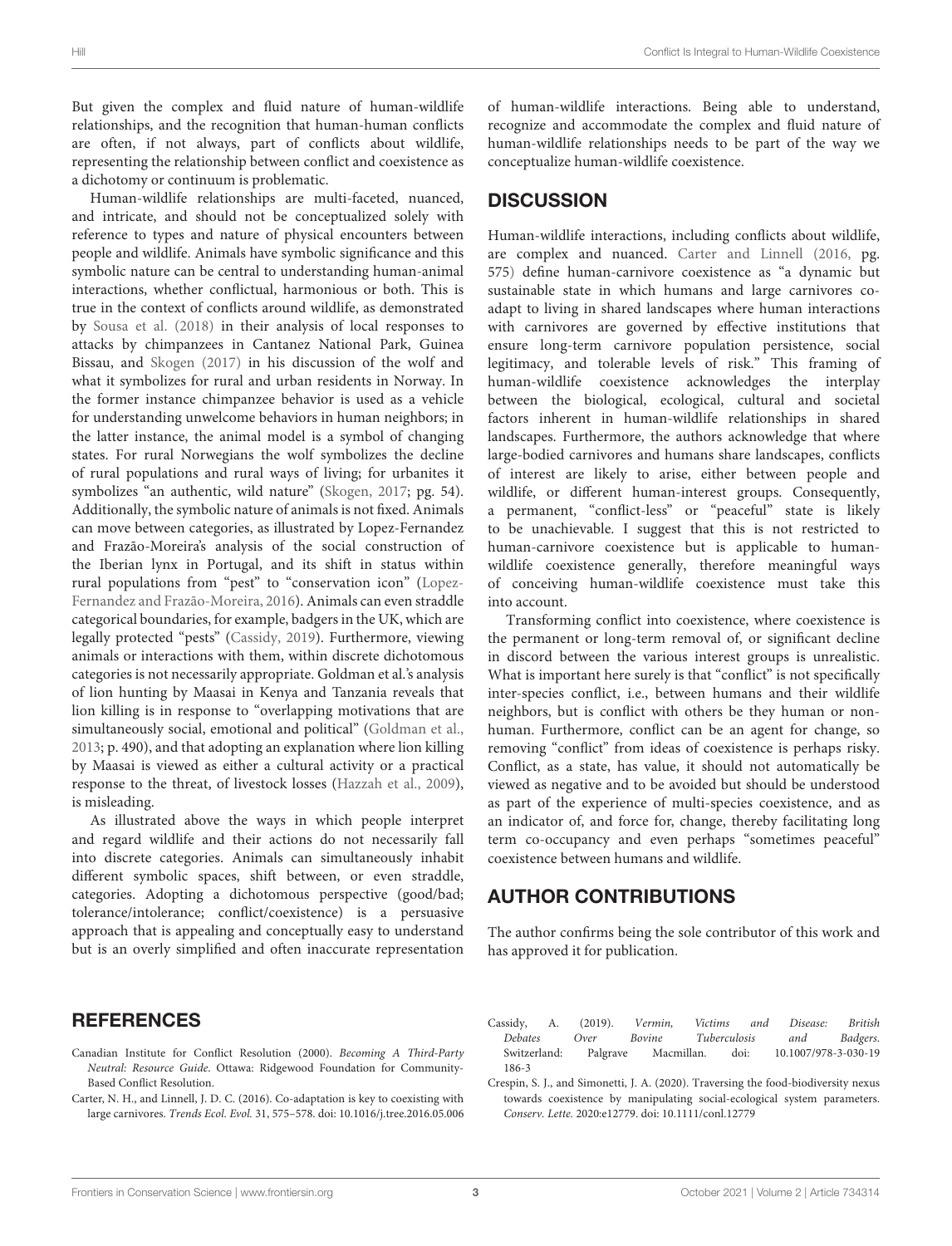But given the complex and fluid nature of human-wildlife relationships, and the recognition that human-human conflicts are often, if not always, part of conflicts about wildlife, representing the relationship between conflict and coexistence as a dichotomy or continuum is problematic.

Human-wildlife relationships are multi-faceted, nuanced, and intricate, and should not be conceptualized solely with reference to types and nature of physical encounters between people and wildlife. Animals have symbolic significance and this symbolic nature can be central to understanding human-animal interactions, whether conflictual, harmonious or both. This is true in the context of conflicts around wildlife, as demonstrated by Sousa et al. (2018) in their analysis of local responses to attacks by chimpanzees in Cantanez National Park, Guinea Bissau, and Skogen (2017) in his discussion of the wolf and what it symbolizes for rural and urban residents in Norway. In the former instance chimpanzee behavior is used as a vehicle for understanding unwelcome behaviors in human neighbors; in the latter instance, the animal model is a symbol of changing states. For rural Norwegians the wolf symbolizes the decline of rural populations and rural ways of living; for urbanites it symbolizes "an authentic, wild nature" (Skogen, 2017; pg. 54). Additionally, the symbolic nature of animals is not fixed. Animals can move between categories, as illustrated by Lopez-Fernandez and Frazão-Moreira's analysis of the social construction of the Iberian lynx in Portugal, and its shift in status within rural populations from "pest" to "conservation icon" (Lopez-Fernandez and Frazão-Moreira, 2016). Animals can even straddle categorical boundaries, for example, badgers in the UK, which are legally protected "pests" (Cassidy, 2019). Furthermore, viewing animals or interactions with them, within discrete dichotomous categories is not necessarily appropriate. Goldman et al.'s analysis of lion hunting by Maasai in Kenya and Tanzania reveals that lion killing is in response to "overlapping motivations that are simultaneously social, emotional and political" (Goldman et al., 2013; p. 490), and that adopting an explanation where lion killing by Maasai is viewed as either a cultural activity or a practical response to the threat, of livestock losses (Hazzah et al., 2009), is misleading.

As illustrated above the ways in which people interpret and regard wildlife and their actions do not necessarily fall into discrete categories. Animals can simultaneously inhabit different symbolic spaces, shift between, or even straddle, categories. Adopting a dichotomous perspective (good/bad; tolerance/intolerance; conflict/coexistence) is a persuasive approach that is appealing and conceptually easy to understand but is an overly simplified and often inaccurate representation of human-wildlife interactions. Being able to understand, recognize and accommodate the complex and fluid nature of human-wildlife relationships needs to be part of the way we conceptualize human-wildlife coexistence.

## DISCUSSION

Human-wildlife interactions, including conflicts about wildlife, are complex and nuanced. Carter and Linnell (2016, pg. 575) define human-carnivore coexistence as "a dynamic but sustainable state in which humans and large carnivores co-adapt to living in shared landscapes where human interactions with carnivores are governed by effective institutions that ensure long-term carnivore population persistence, social legitimacy, and tolerable levels of risk." This framing of human-wildlife coexistence acknowledges the interplay between the biological, ecological, cultural and societal factors inherent in human-wildlife relationships in shared landscapes. Furthermore, the authors acknowledge that where large-bodied carnivores and humans share landscapes, conflicts of interest are likely to arise, either between people and wildlife, or different human-interest groups. Consequently, a permanent, "conflict-less" or "peaceful" state is likely to be unachievable. I suggest that this is not restricted to human-carnivore coexistence but is applicable to human-wildlife coexistence generally, therefore meaningful ways of conceiving human-wildlife coexistence must take this into account.

Transforming conflict into coexistence, where coexistence is the permanent or long-term removal of, or significant decline in discord between the various interest groups is unrealistic. What is important here surely is that "conflict" is not specifically inter-species conflict, i.e., between humans and their wildlife neighbors, but is conflict with others be they human or non-human. Furthermore, conflict can be an agent for change, so removing "conflict" from ideas of coexistence is perhaps risky. Conflict, as a state, has value, it should not automatically be viewed as negative and to be avoided but should be understood as part of the experience of multi-species coexistence, and as an indicator of, and force for, change, thereby facilitating long term co-occupancy and even perhaps "sometimes peaceful" coexistence between humans and wildlife.

## AUTHOR CONTRIBUTIONS

The author confirms being the sole contributor of this work and has approved it for publication.

## REFERENCES

Canadian Institute for Conflict Resolution (2000). *Becoming A Third-Party Neutral: Resource Guide*. Ottawa: Ridgewood Foundation for Community-Based Conflict Resolution.

Carter, N. H., and Linnell, J. D. C. (2016). Co-adaptation is key to coexisting with large carnivores. *Trends Ecol. Evol.* 31, 575–578. doi: 10.1016/j.tree.2016.05.006

Cassidy, A. (2019). *Vermin, Victims and Disease: British Debates Over Bovine Tuberculosis and Badgers*. Switzerland: Palgrave Macmillan. doi: 10.1007/978-3-030-19186-3

Crespin, S. J., and Simonetti, J. A. (2020). Traversing the food-biodiversity nexus towards coexistence by manipulating social-ecological system parameters. *Conserv. Lette.* 2020:e12779. doi: 10.1111/conl.12779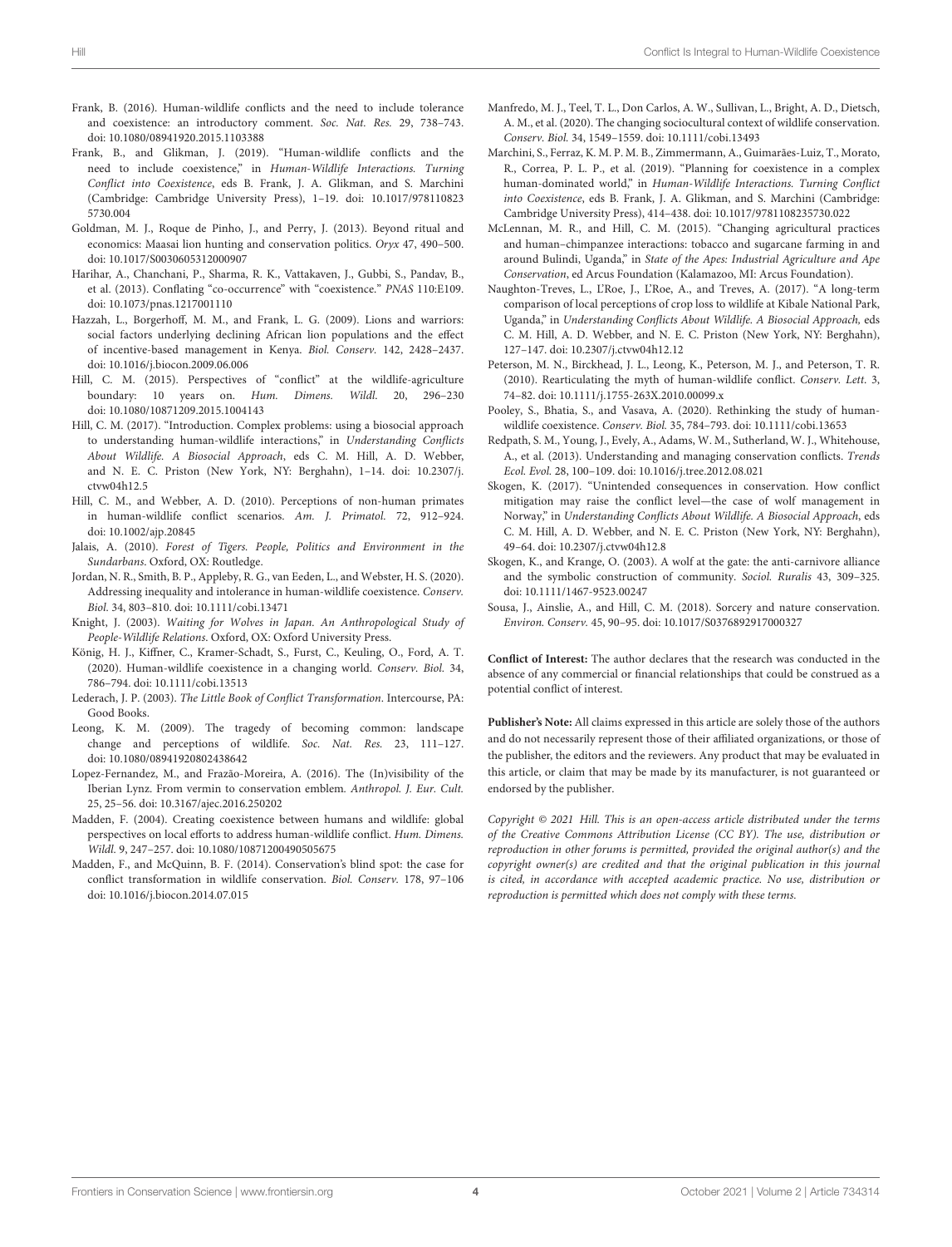Frank, B. (2016). Human-wildlife conflicts and the need to include tolerance and coexistence: an introductory comment. *Soc. Nat. Res.* 29, 738–743. doi: 10.1080/08941920.2015.1103388

Frank, B., and Glikman, J. (2019). "Human-wildlife conflicts and the need to include coexistence," in *Human-Wildlife Interactions. Turning Conflict into Coexistence*, eds B. Frank, J. A. Glikman, and S. Marchini (Cambridge: Cambridge University Press), 1–19. doi: 10.1017/9781108235730.004

Goldman, M. J., Roque de Pinho, J., and Perry, J. (2013). Beyond ritual and economics: Maasai lion hunting and conservation politics. *Oryx* 47, 490–500. doi: 10.1017/S0030605312000907

Harihar, A., Chanchani, P., Sharma, R. K., Vattakaven, J., Gubbi, S., Pandav, B., et al. (2013). Conflating "co-occurrence" with "coexistence." *PNAS* 110:E109. doi: 10.1073/pnas.1217001110

Hazzah, L., Borgerhoff, M. M., and Frank, L. G. (2009). Lions and warriors: social factors underlying declining African lion populations and the effect of incentive-based management in Kenya. *Biol. Conserv.* 142, 2428–2437. doi: 10.1016/j.biocon.2009.06.006

Hill, C. M. (2015). Perspectives of "conflict" at the wildlife-agriculture boundary: 10 years on. *Hum. Dimens. Wildl.* 20, 296–230 doi: 10.1080/10871209.2015.1004143

Hill, C. M. (2017). "Introduction. Complex problems: using a biosocial approach to understanding human-wildlife interactions," in *Understanding Conflicts About Wildlife. A Biosocial Approach*, eds C. M. Hill, A. D. Webber, and N. E. C. Priston (New York, NY: Berghahn), 1–14. doi: 10.2307/j.ctvw04h12.5

Hill, C. M., and Webber, A. D. (2010). Perceptions of non-human primates in human-wildlife conflict scenarios. *Am. J. Primatol.* 72, 912–924. doi: 10.1002/ajp.20845

Jalais, A. (2010). *Forest of Tigers. People, Politics and Environment in the Sundarbans*. Oxford, OX: Routledge.

Jordan, N. R., Smith, B. P., Appleby, R. G., van Eeden, L., and Webster, H. S. (2020). Addressing inequality and intolerance in human-wildlife coexistence. *Conserv. Biol.* 34, 803–810. doi: 10.1111/cobi.13471

Knight, J. (2003). *Waiting for Wolves in Japan. An Anthropological Study of People-Wildlife Relations*. Oxford, OX: Oxford University Press.

König, H. J., Kiffner, C., Kramer-Schadt, S., Furst, C., Keuling, O., Ford, A. T. (2020). Human-wildlife coexistence in a changing world. *Conserv. Biol.* 34, 786–794. doi: 10.1111/cobi.13513

Lederach, J. P. (2003). *The Little Book of Conflict Transformation*. Intercourse, PA: Good Books.

Leong, K. M. (2009). The tragedy of becoming common: landscape change and perceptions of wildlife. *Soc. Nat. Res.* 23, 111–127. doi: 10.1080/08941920802438642

Lopez-Fernandez, M., and Frazão-Moreira, A. (2016). The (In)visibility of the Iberian Lynz. From vermin to conservation emblem. *Anthropol. J. Eur. Cult.* 25, 25–56. doi: 10.3167/ajec.2016.250202

Madden, F. (2004). Creating coexistence between humans and wildlife: global perspectives on local efforts to address human-wildlife conflict. *Hum. Dimens. Wildl.* 9, 247–257. doi: 10.1080/10871200490505675

Madden, F., and McQuinn, B. F. (2014). Conservation's blind spot: the case for conflict transformation in wildlife conservation. *Biol. Conserv.* 178, 97–106 doi: 10.1016/j.biocon.2014.07.015

Manfredo, M. J., Teel, T. L., Don Carlos, A. W., Sullivan, L., Bright, A. D., Dietsch, A. M., et al. (2020). The changing sociocultural context of wildlife conservation. *Conserv. Biol.* 34, 1549–1559. doi: 10.1111/cobi.13493

Marchini, S., Ferraz, K. M. P. M. B., Zimmermann, A., Guimarães-Luiz, T., Morato, R., Correa, P. L. P., et al. (2019). "Planning for coexistence in a complex human-dominated world," in *Human-Wildlife Interactions. Turning Conflict into Coexistence*, eds B. Frank, J. A. Glikman, and S. Marchini (Cambridge: Cambridge University Press), 414–438. doi: 10.1017/9781108235730.022

McLennan, M. R., and Hill, C. M. (2015). "Changing agricultural practices and human–chimpanzee interactions: tobacco and sugarcane farming in and around Bulindi, Uganda," in *State of the Apes: Industrial Agriculture and Ape Conservation*, ed Arcus Foundation (Kalamazoo, MI: Arcus Foundation).

Naughton-Treves, L., L'Roe, J., L'Roe, A., and Treves, A. (2017). "A long-term comparison of local perceptions of crop loss to wildlife at Kibale National Park, Uganda," in *Understanding Conflicts About Wildlife. A Biosocial Approach,* eds C. M. Hill, A. D. Webber, and N. E. C. Priston (New York, NY: Berghahn), 127–147. doi: 10.2307/j.ctvw04h12.12

Peterson, M. N., Birckhead, J. L., Leong, K., Peterson, M. J., and Peterson, T. R. (2010). Rearticulating the myth of human-wildlife conflict. *Conserv. Lett.* 3, 74–82. doi: 10.1111/j.1755-263X.2010.00099.x

Pooley, S., Bhatia, S., and Vasava, A. (2020). Rethinking the study of human-wildlife coexistence. *Conserv. Biol.* 35, 784–793. doi: 10.1111/cobi.13653

Redpath, S. M., Young, J., Evely, A., Adams, W. M., Sutherland, W. J., Whitehouse, A., et al. (2013). Understanding and managing conservation conflicts. *Trends Ecol. Evol.* 28, 100–109. doi: 10.1016/j.tree.2012.08.021

Skogen, K. (2017). "Unintended consequences in conservation. How conflict mitigation may raise the conflict level—the case of wolf management in Norway," in *Understanding Conflicts About Wildlife. A Biosocial Approach*, eds C. M. Hill, A. D. Webber, and N. E. C. Priston (New York, NY: Berghahn), 49–64. doi: 10.2307/j.ctvw04h12.8

Skogen, K., and Krange, O. (2003). A wolf at the gate: the anti-carnivore alliance and the symbolic construction of community. *Sociol. Ruralis* 43, 309–325. doi: 10.1111/1467-9523.00247

Sousa, J., Ainslie, A., and Hill, C. M. (2018). Sorcery and nature conservation. *Environ. Conserv.* 45, 90–95. doi: 10.1017/S0376892917000327

**Conflict of Interest:** The author declares that the research was conducted in the absence of any commercial or financial relationships that could be construed as a potential conflict of interest.

**Publisher's Note:** All claims expressed in this article are solely those of the authors and do not necessarily represent those of their affiliated organizations, or those of the publisher, the editors and the reviewers. Any product that may be evaluated in this article, or claim that may be made by its manufacturer, is not guaranteed or endorsed by the publisher.

*Copyright © 2021 Hill. This is an open-access article distributed under the terms of the Creative Commons Attribution License (CC BY). The use, distribution or reproduction in other forums is permitted, provided the original author(s) and the copyright owner(s) are credited and that the original publication in this journal is cited, in accordance with accepted academic practice. No use, distribution or reproduction is permitted which does not comply with these terms.*